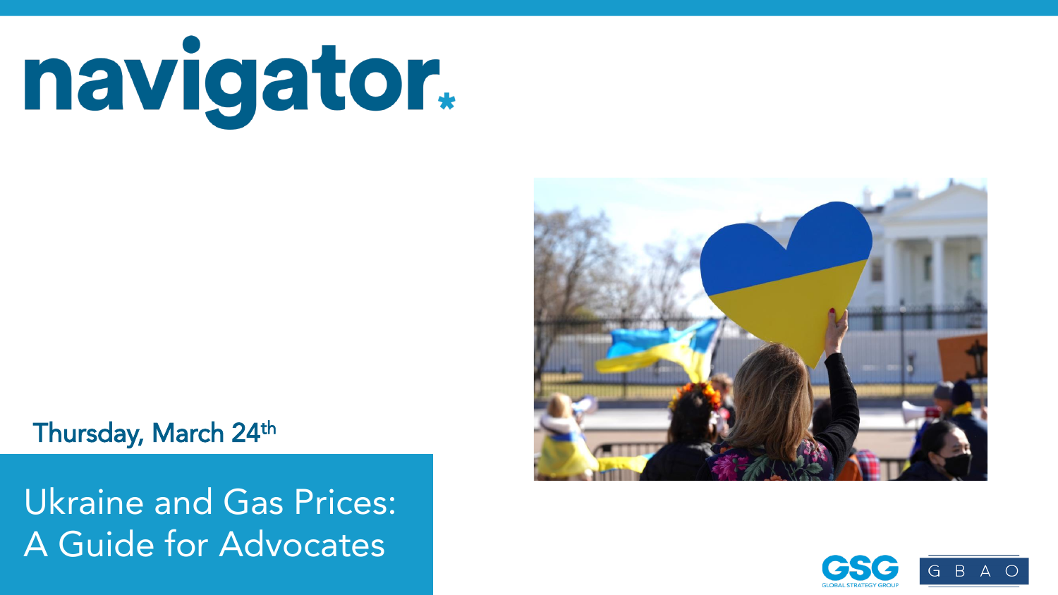# navigator.

Thursday, March 24th

## Ukraine and Gas Prices: A Guide for Advocates

GSG GLOBAL STRATEGY GROUP

G B A O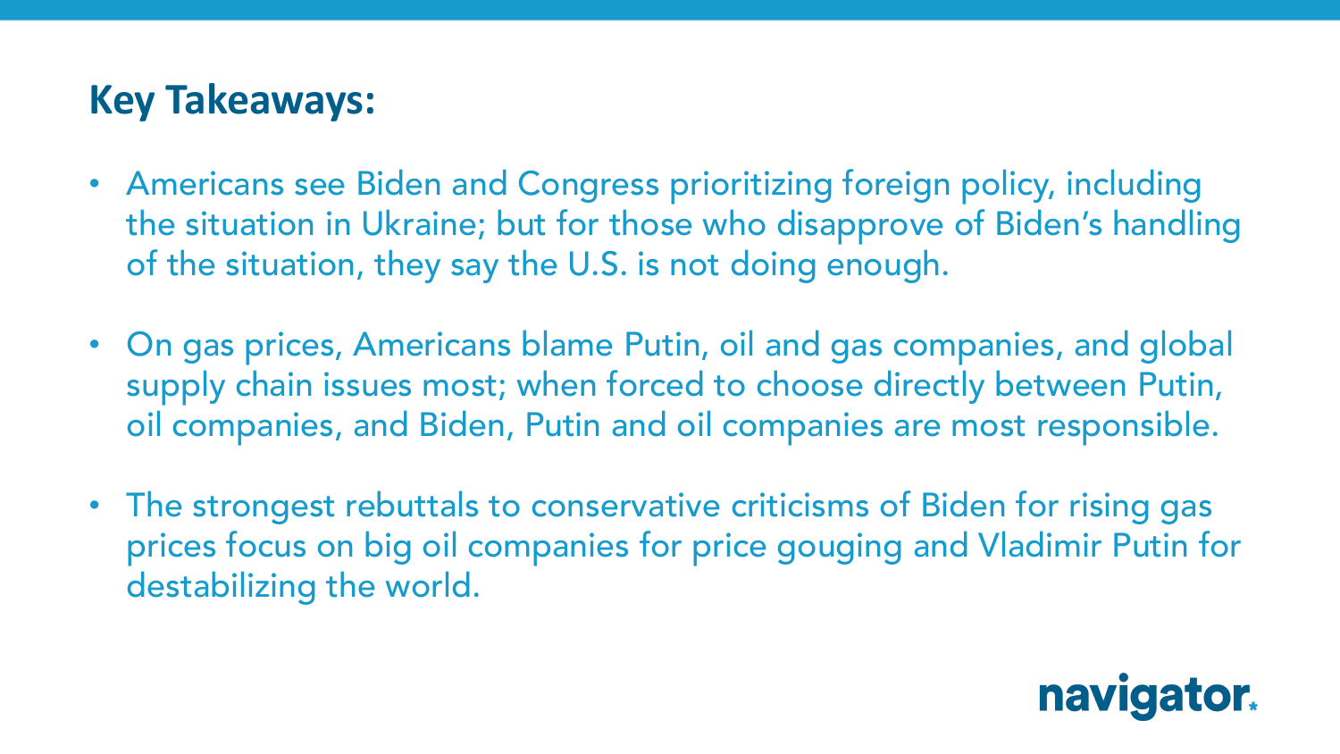## Key Takeaways:

- Americans see Biden and Congress prioritizing foreign policy, including the situation in Ukraine; but for those who disapprove of Biden's handling of the situation, they say the U.S. is not doing enough.
- On gas prices, Americans blame Putin, oil and gas companies, and global supply chain issues most; when forced to choose directly between Putin, oil companies, and Biden, Putin and oil companies are most responsible.
- The strongest rebuttals to conservative criticisms of Biden for rising gas prices focus on big oil companies for price gouging and Vladimir Putin for destabilizing the world.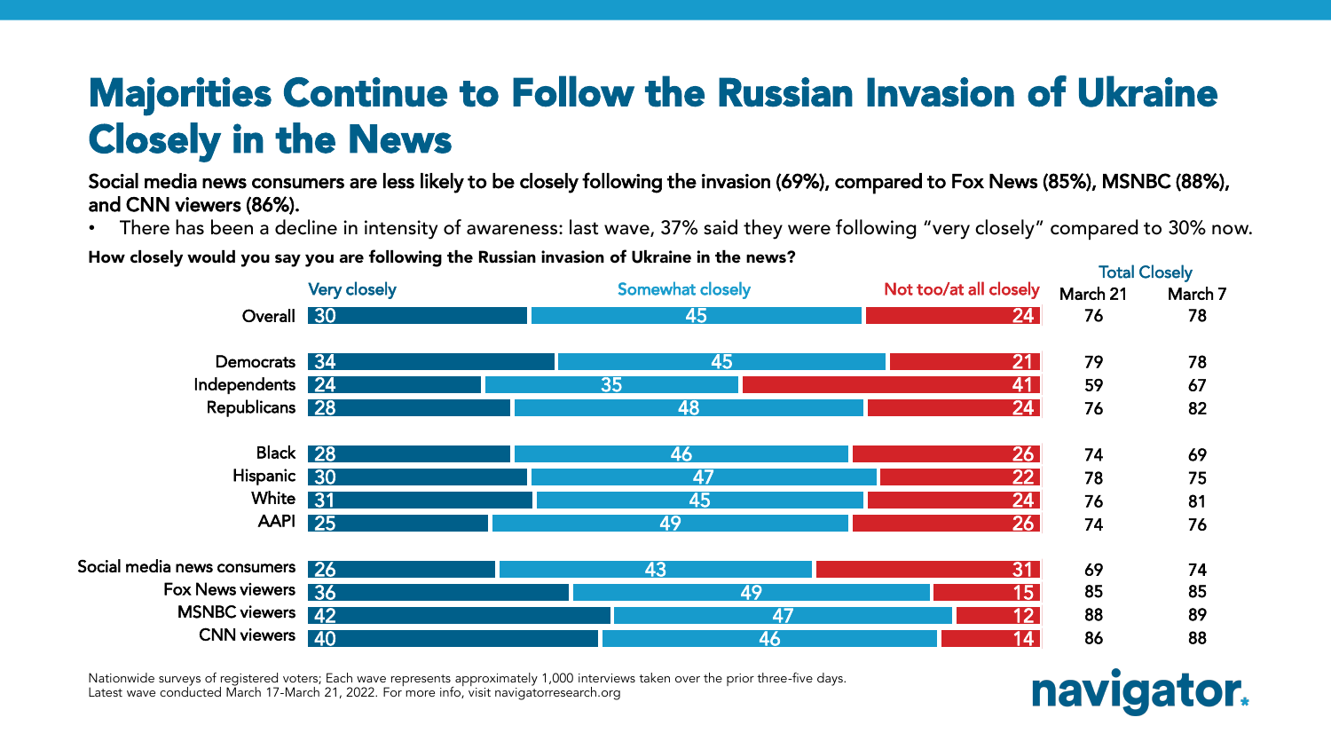# Majorities Continue to Follow the Russian Invasion of Ukraine Closely in the News

**Social media news consumers are less likely to be closely following the invasion (69%), compared to Fox News (85%), MSNBC (88%), and CNN viewers (86%).**

- There has been a decline in intensity of awareness: last wave, 37% said they were following "very closely" compared to 30% now.

**How closely would you say you are following the Russian invasion of Ukraine in the news?**

| | Very closely | Somewhat closely | Not too/at all closely | Total Closely March 21 | Total Closely March 7 |
|---|---|---|---|---|---|
| Overall | 30 | 45 | 24 | 76 | 78 |
| Democrats | 34 | 45 | 21 | 79 | 78 |
| Independents | 24 | 35 | 41 | 59 | 67 |
| Republicans | 28 | 48 | 24 | 76 | 82 |
| Black | 28 | 46 | 26 | 74 | 69 |
| Hispanic | 30 | 47 | 22 | 78 | 75 |
| White | 31 | 45 | 24 | 76 | 81 |
| AAPI | 25 | 49 | 26 | 74 | 76 |
| Social media news consumers | 26 | 43 | 31 | 69 | 74 |
| Fox News viewers | 36 | 49 | 15 | 85 | 85 |
| MSNBC viewers | 42 | 47 | 12 | 88 | 89 |
| CNN viewers | 40 | 46 | 14 | 86 | 88 |

Nationwide surveys of registered voters; Each wave represents approximately 1,000 interviews taken over the prior three-five days. Latest wave conducted March 17-March 21, 2022. For more info, visit navigatorresearch.org

navigator.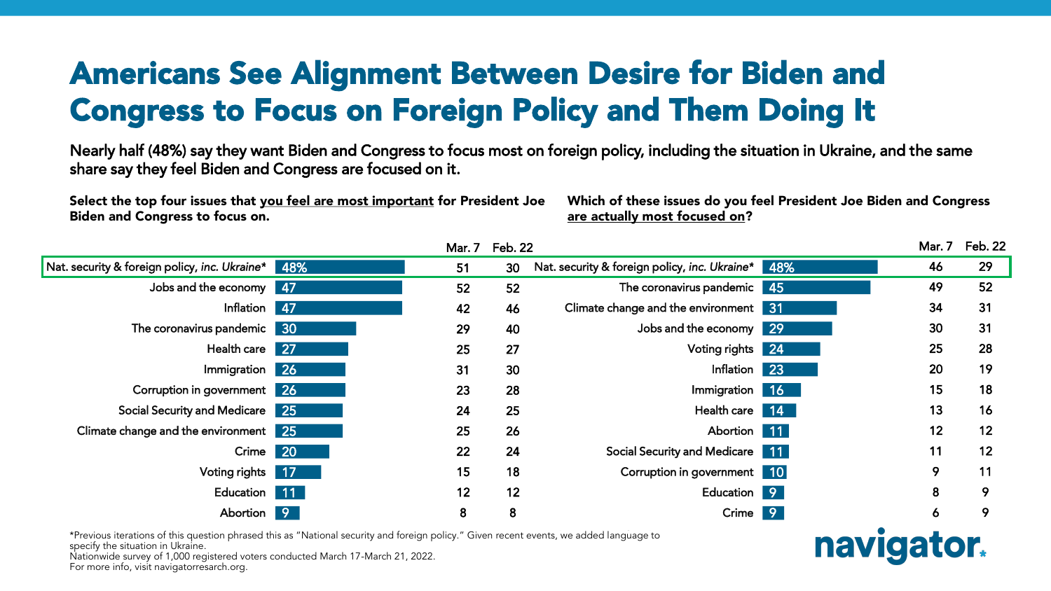# Americans See Alignment Between Desire for Biden and Congress to Focus on Foreign Policy and Them Doing It

Nearly half (48%) say they want Biden and Congress to focus most on foreign policy, including the situation in Ukraine, and the same share say they feel Biden and Congress are focused on it.

**Select the top four issues that you feel are most important for President Joe Biden and Congress to focus on.**

| Issue | Current | Mar. 7 | Feb. 22 |
|---|---|---|---|
| Nat. security & foreign policy, *inc. Ukraine** | 48% | 51 | 30 |
| Jobs and the economy | 47 | 52 | 52 |
| Inflation | 47 | 42 | 46 |
| The coronavirus pandemic | 30 | 29 | 40 |
| Health care | 27 | 25 | 27 |
| Immigration | 26 | 31 | 30 |
| Corruption in government | 26 | 23 | 28 |
| Social Security and Medicare | 25 | 24 | 25 |
| Climate change and the environment | 25 | 25 | 26 |
| Crime | 20 | 22 | 24 |
| Voting rights | 17 | 15 | 18 |
| Education | 11 | 12 | 12 |
| Abortion | 9 | 8 | 8 |

**Which of these issues do you feel President Joe Biden and Congress are actually most focused on?**

| Issue | Current | Mar. 7 | Feb. 22 |
|---|---|---|---|
| Nat. security & foreign policy, *inc. Ukraine** | 48% | 46 | 29 |
| The coronavirus pandemic | 45 | 49 | 52 |
| Climate change and the environment | 31 | 34 | 31 |
| Jobs and the economy | 29 | 30 | 31 |
| Voting rights | 24 | 25 | 28 |
| Inflation | 23 | 20 | 19 |
| Immigration | 16 | 15 | 18 |
| Health care | 14 | 13 | 16 |
| Abortion | 11 | 12 | 12 |
| Social Security and Medicare | 11 | 11 | 12 |
| Corruption in government | 10 | 9 | 11 |
| Education | 9 | 8 | 9 |
| Crime | 9 | 6 | 9 |

*Previous iterations of this question phrased this as "National security and foreign policy." Given recent events, we added language to specify the situation in Ukraine.
Nationwide survey of 1,000 registered voters conducted March 17-March 21, 2022.
For more info, visit navigatorresearch.org.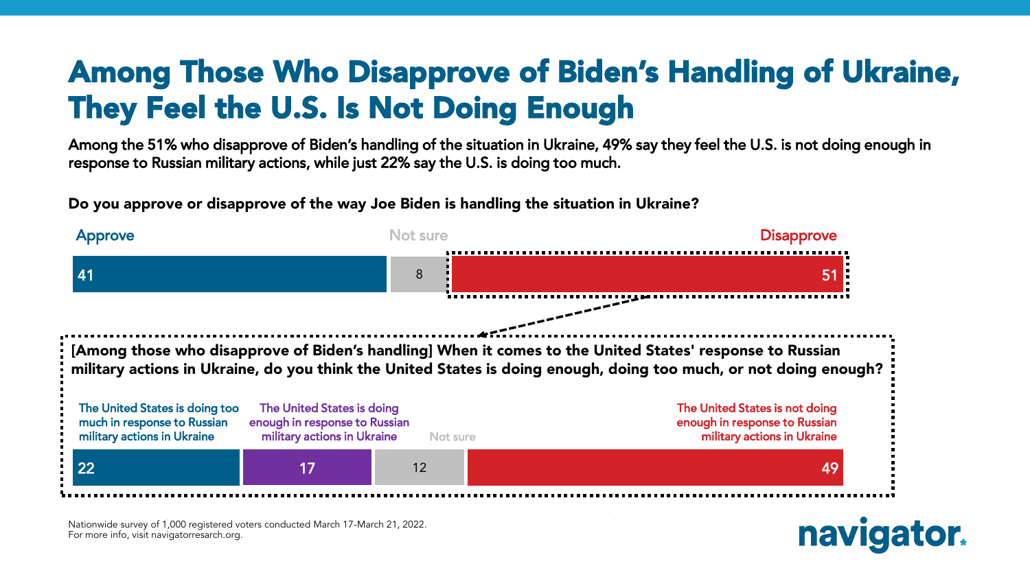# Among Those Who Disapprove of Biden's Handling of Ukraine, They Feel the U.S. Is Not Doing Enough

Among the 51% who disapprove of Biden's handling of the situation in Ukraine, 49% say they feel the U.S. is not doing enough in response to Russian military actions, while just 22% say the U.S. is doing too much.

**Do you approve or disapprove of the way Joe Biden is handling the situation in Ukraine?**

| Approve | Not sure | Disapprove |
|---|---|---|
| 41 | 8 | 51 |

**[Among those who disapprove of Biden's handling] When it comes to the United States' response to Russian military actions in Ukraine, do you think the United States is doing enough, doing too much, or not doing enough?**

| The United States is doing too much in response to Russian military actions in Ukraine | The United States is doing enough in response to Russian military actions in Ukraine | Not sure | The United States is not doing enough in response to Russian military actions in Ukraine |
|---|---|---|---|
| 22 | 17 | 12 | 49 |

Nationwide survey of 1,000 registered voters conducted March 17-March 21, 2022.
For more info, visit navigatorresearch.org.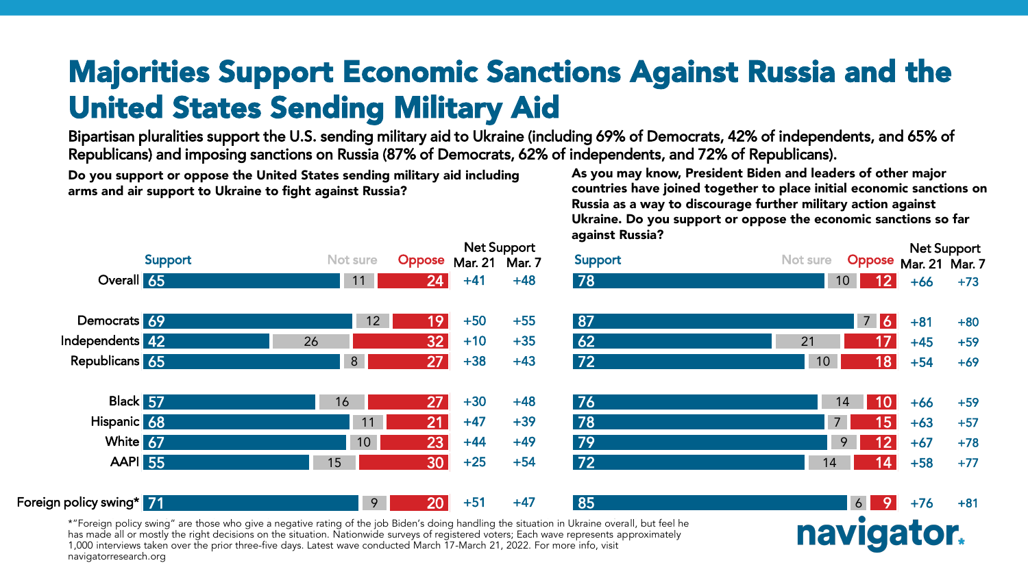# Majorities Support Economic Sanctions Against Russia and the United States Sending Military Aid

**Bipartisan pluralities support the U.S. sending military aid to Ukraine (including 69% of Democrats, 42% of independents, and 65% of Republicans) and imposing sanctions on Russia (87% of Democrats, 62% of independents, and 72% of Republicans).**

**Do you support or oppose the United States sending military aid including arms and air support to Ukraine to fight against Russia?**

| | Support | Not sure | Oppose | Net Support Mar. 21 | Net Support Mar. 7 |
|---|---|---|---|---|---|
| Overall | 65 | 11 | 24 | +41 | +48 |
| Democrats | 69 | 12 | 19 | +50 | +55 |
| Independents | 42 | 26 | 32 | +10 | +35 |
| Republicans | 65 | 8 | 27 | +38 | +43 |
| Black | 57 | 16 | 27 | +30 | +48 |
| Hispanic | 68 | 11 | 21 | +47 | +39 |
| White | 67 | 10 | 23 | +44 | +49 |
| AAPI | 55 | 15 | 30 | +25 | +54 |
| Foreign policy swing* | 71 | 9 | 20 | +51 | +47 |

**As you may know, President Biden and leaders of other major countries have joined together to place initial economic sanctions on Russia as a way to discourage further military action against Ukraine. Do you support or oppose the economic sanctions so far against Russia?**

| | Support | Not sure | Oppose | Net Support Mar. 21 | Net Support Mar. 7 |
|---|---|---|---|---|---|
| Overall | 78 | 10 | 12 | +66 | +73 |
| Democrats | 87 | 7 | 6 | +81 | +80 |
| Independents | 62 | 21 | 17 | +45 | +59 |
| Republicans | 72 | 10 | 18 | +54 | +69 |
| Black | 76 | 14 | 10 | +66 | +59 |
| Hispanic | 78 | 7 | 15 | +63 | +57 |
| White | 79 | 9 | 12 | +67 | +78 |
| AAPI | 72 | 14 | 14 | +58 | +77 |
| Foreign policy swing* | 85 | 6 | 9 | +76 | +81 |

*"Foreign policy swing" are those who give a negative rating of the job Biden's doing handling the situation in Ukraine overall, but feel he has made all or mostly the right decisions on the situation. Nationwide surveys of registered voters; Each wave represents approximately 1,000 interviews taken over the prior three-five days. Latest wave conducted March 17-March 21, 2022. For more info, visit navigatorresearch.org

navigator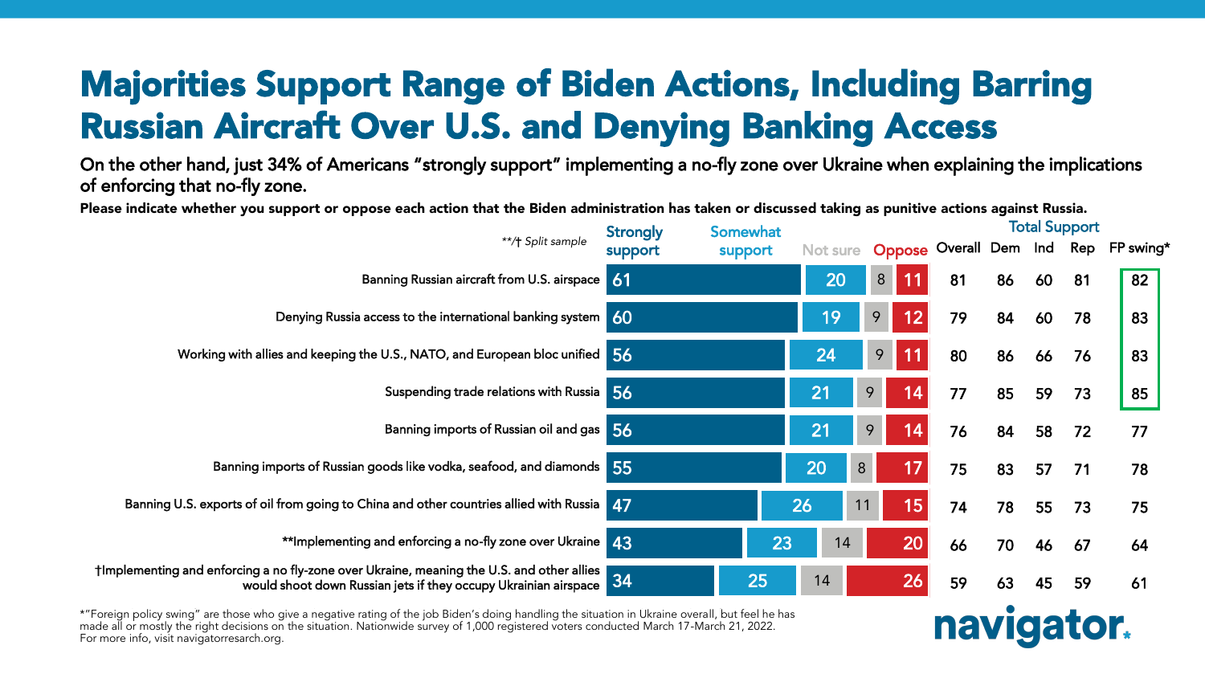# Majorities Support Range of Biden Actions, Including Barring Russian Aircraft Over U.S. and Denying Banking Access

**On the other hand, just 34% of Americans "strongly support" implementing a no-fly zone over Ukraine when explaining the implications of enforcing that no-fly zone.**

**Please indicate whether you support or oppose each action that the Biden administration has taken or discussed taking as punitive actions against Russia.**

*\*\*/† Split sample*

| | Strongly support | Somewhat support | Not sure | Oppose | Total Support: Overall | Dem | Ind | Rep | FP swing* |
|---|---|---|---|---|---|---|---|---|---|
| Banning Russian aircraft from U.S. airspace | 61 | 20 | 8 | 11 | 81 | 86 | 60 | 81 | 82 |
| Denying Russia access to the international banking system | 60 | 19 | 9 | 12 | 79 | 84 | 60 | 78 | 83 |
| Working with allies and keeping the U.S., NATO, and European bloc unified | 56 | 24 | 9 | 11 | 80 | 86 | 66 | 76 | 83 |
| Suspending trade relations with Russia | 56 | 21 | 9 | 14 | 77 | 85 | 59 | 73 | 85 |
| Banning imports of Russian oil and gas | 56 | 21 | 9 | 14 | 76 | 84 | 58 | 72 | 77 |
| Banning imports of Russian goods like vodka, seafood, and diamonds | 55 | 20 | 8 | 17 | 75 | 83 | 57 | 71 | 78 |
| Banning U.S. exports of oil from going to China and other countries allied with Russia | 47 | 26 | 11 | 15 | 74 | 78 | 55 | 73 | 75 |
| \*\*Implementing and enforcing a no-fly zone over Ukraine | 43 | 23 | 14 | 20 | 66 | 70 | 46 | 67 | 64 |
| †Implementing and enforcing a no fly-zone over Ukraine, meaning the U.S. and other allies would shoot down Russian jets if they occupy Ukrainian airspace | 34 | 25 | 14 | 26 | 59 | 63 | 45 | 59 | 61 |

*"Foreign policy swing" are those who give a negative rating of the job Biden's doing handling the situation in Ukraine overall, but feel he has made all or mostly the right decisions on the situation. Nationwide survey of 1,000 registered voters conducted March 17-March 21, 2022. For more info, visit navigatorresarch.org.

navigator.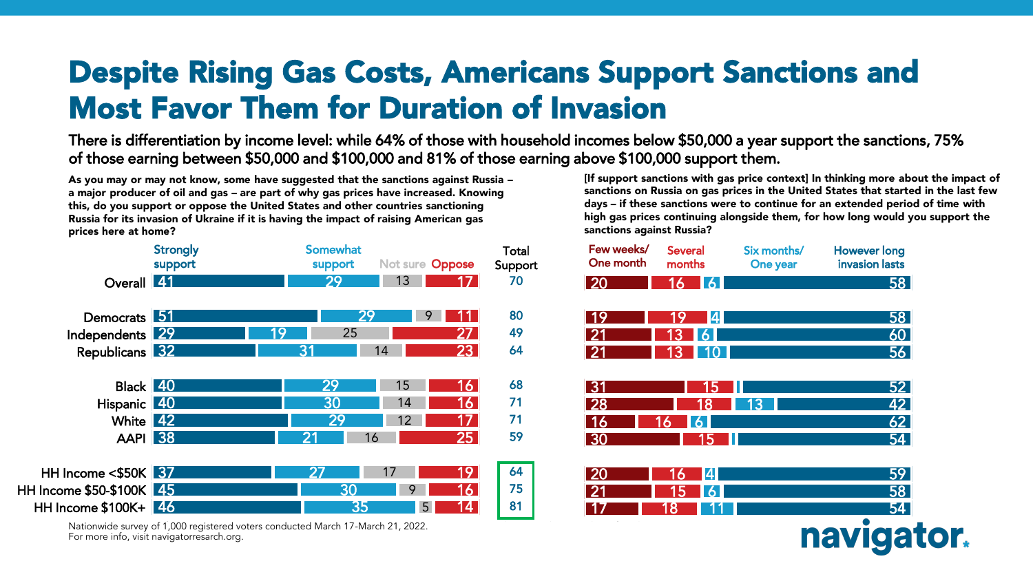# Despite Rising Gas Costs, Americans Support Sanctions and Most Favor Them for Duration of Invasion

**There is differentiation by income level: while 64% of those with household incomes below $50,000 a year support the sanctions, 75% of those earning between $50,000 and $100,000 and 81% of those earning above $100,000 support them.**

**As you may or may not know, some have suggested that the sanctions against Russia – a major producer of oil and gas – are part of why gas prices have increased. Knowing this, do you support or oppose the United States and other countries sanctioning Russia for its invasion of Ukraine if it is having the impact of raising American gas prices here at home?**

| | Strongly support | Somewhat support | Not sure | Oppose | Total Support |
|---|---|---|---|---|---|
| Overall | 41 | 29 | 13 | 17 | 70 |
| Democrats | 51 | 29 | 9 | 11 | 80 |
| Independents | 29 | 19 | 25 | 27 | 49 |
| Republicans | 32 | 31 | 14 | 23 | 64 |
| Black | 40 | 29 | 15 | 16 | 68 |
| Hispanic | 40 | 30 | 14 | 16 | 71 |
| White | 42 | 29 | 12 | 17 | 71 |
| AAPI | 38 | 21 | 16 | 25 | 59 |
| HH Income <$50K | 37 | 27 | 17 | 19 | 64 |
| HH Income $50-$100K | 45 | 30 | 9 | 16 | 75 |
| HH Income $100K+ | 46 | 35 | 5 | 14 | 81 |

**[If support sanctions with gas price context] In thinking more about the impact of sanctions on Russia on gas prices in the United States that started in the last few days – if these sanctions were to continue for an extended period of time with high gas prices continuing alongside them, for how long would you support the sanctions against Russia?**

| | Few weeks/ One month | Several months | Six months/ One year | However long invasion lasts |
|---|---|---|---|---|
| Overall | 20 | 16 | 6 | 58 |
| Democrats | 19 | 19 | 4 | 58 |
| Independents | 21 | 13 | 6 | 60 |
| Republicans | 21 | 13 | 10 | 56 |
| Black | 31 | 15 | | 52 |
| Hispanic | 28 | 18 | 13 | 42 |
| White | 16 | 16 | 6 | 62 |
| AAPI | 30 | 15 | | 54 |
| HH Income <$50K | 20 | 16 | 4 | 59 |
| HH Income $50-$100K | 21 | 15 | 6 | 58 |
| HH Income $100K+ | 17 | 18 | 11 | 54 |

Nationwide survey of 1,000 registered voters conducted March 17-March 21, 2022.
For more info, visit navigatorresearch.org.

navigator.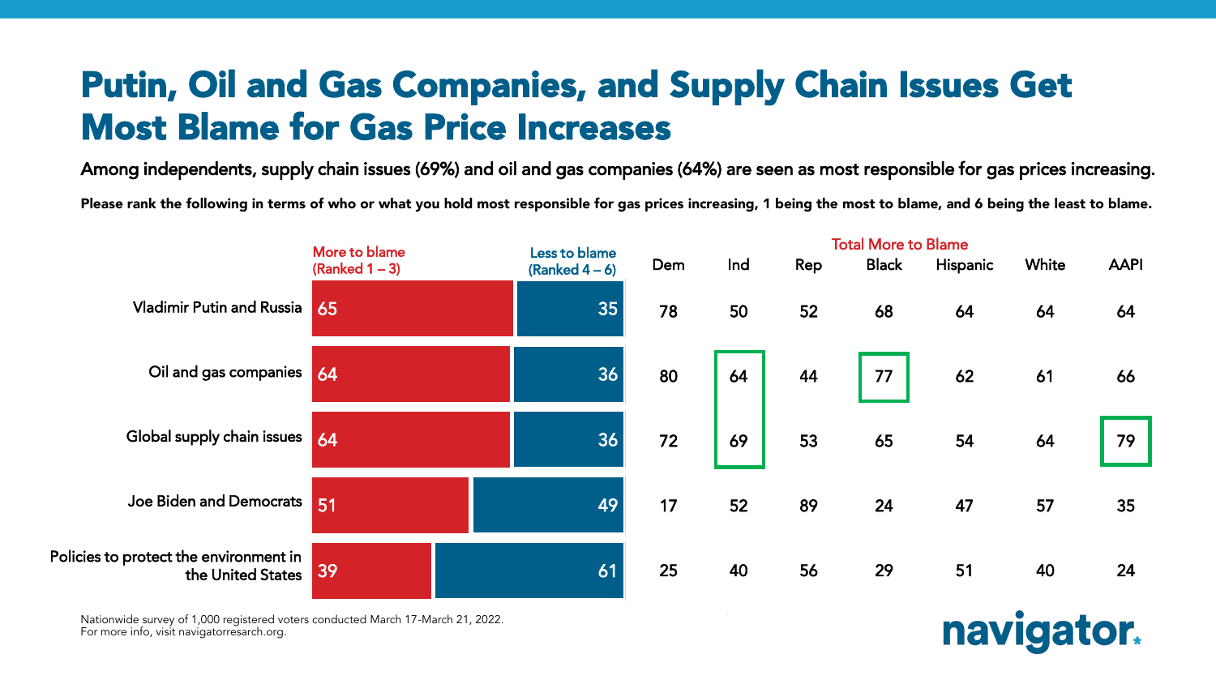# Putin, Oil and Gas Companies, and Supply Chain Issues Get Most Blame for Gas Price Increases

**Among independents, supply chain issues (69%) and oil and gas companies (64%) are seen as most responsible for gas prices increasing.**

**Please rank the following in terms of who or what you hold most responsible for gas prices increasing, 1 being the most to blame, and 6 being the least to blame.**

| | More to blame (Ranked 1 – 3) | Less to blame (Ranked 4 – 6) | Total More to Blame | | | | | | |
|---|---|---|---|---|---|---|---|---|---|
| | | | Dem | Ind | Rep | Black | Hispanic | White | AAPI |
| Vladimir Putin and Russia | 65 | 35 | 78 | 50 | 52 | 68 | 64 | 64 | 64 |
| Oil and gas companies | 64 | 36 | 80 | 64 | 44 | 77 | 62 | 61 | 66 |
| Global supply chain issues | 64 | 36 | 72 | 69 | 53 | 65 | 54 | 64 | 79 |
| Joe Biden and Democrats | 51 | 49 | 17 | 52 | 89 | 24 | 47 | 57 | 35 |
| Policies to protect the environment in the United States | 39 | 61 | 25 | 40 | 56 | 29 | 51 | 40 | 24 |

Nationwide survey of 1,000 registered voters conducted March 17-March 21, 2022.
For more info, visit navigatorresearch.org.

navigator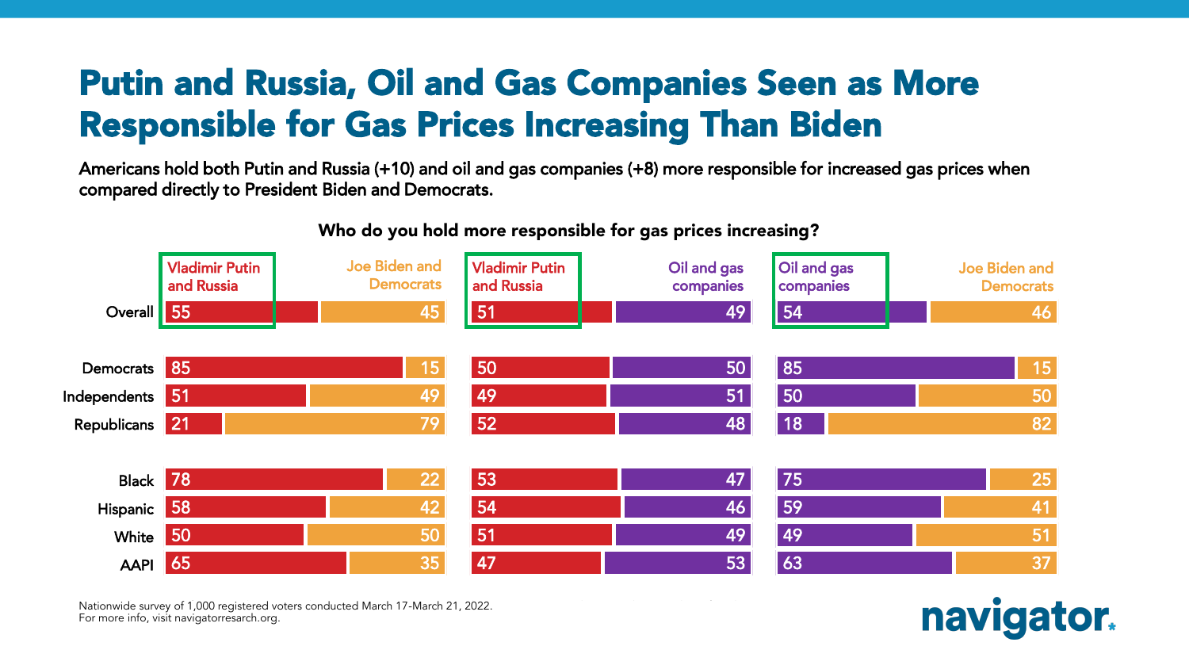# Putin and Russia, Oil and Gas Companies Seen as More Responsible for Gas Prices Increasing Than Biden

**Americans hold both Putin and Russia (+10) and oil and gas companies (+8) more responsible for increased gas prices when compared directly to President Biden and Democrats.**

**Who do you hold more responsible for gas prices increasing?**

| | Vladimir Putin and Russia | Joe Biden and Democrats | Vladimir Putin and Russia | Oil and gas companies | Oil and gas companies | Joe Biden and Democrats |
|---|---|---|---|---|---|---|
| Overall | 55 | 45 | 51 | 49 | 54 | 46 |
| Democrats | 85 | 15 | 50 | 50 | 85 | 15 |
| Independents | 51 | 49 | 49 | 51 | 50 | 50 |
| Republicans | 21 | 79 | 52 | 48 | 18 | 82 |
| Black | 78 | 22 | 53 | 47 | 75 | 25 |
| Hispanic | 58 | 42 | 54 | 46 | 59 | 41 |
| White | 50 | 50 | 51 | 49 | 49 | 51 |
| AAPI | 65 | 35 | 47 | 53 | 63 | 37 |

Nationwide survey of 1,000 registered voters conducted March 17-March 21, 2022.
For more info, visit navigatorresearch.org.

navigator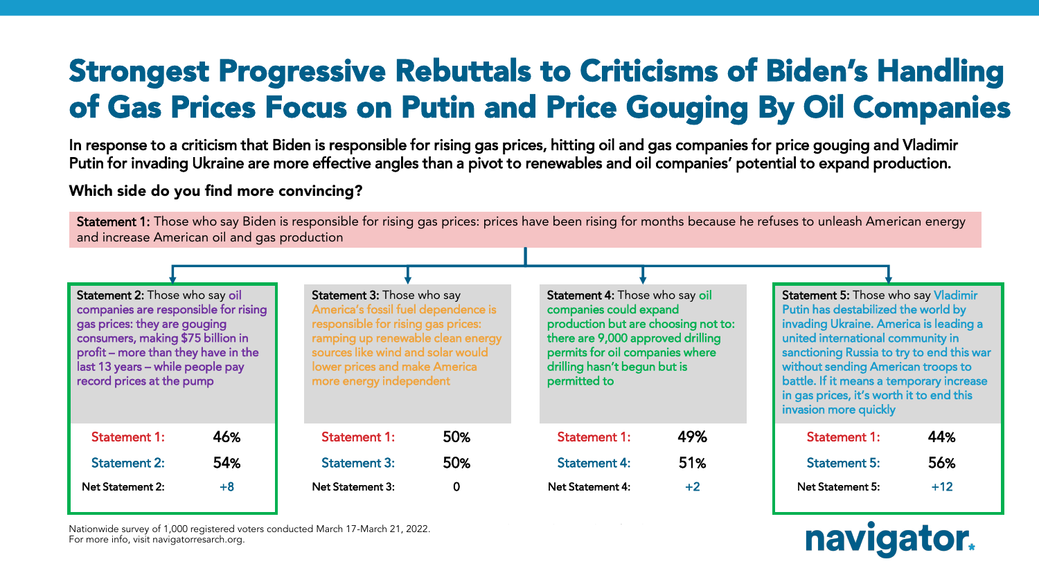# Strongest Progressive Rebuttals to Criticisms of Biden's Handling of Gas Prices Focus on Putin and Price Gouging By Oil Companies

**In response to a criticism that Biden is responsible for rising gas prices, hitting oil and gas companies for price gouging and Vladimir Putin for invading Ukraine are more effective angles than a pivot to renewables and oil companies' potential to expand production.**

**Which side do you find more convincing?**

**Statement 1:** Those who say Biden is responsible for rising gas prices: prices have been rising for months because he refuses to unleash American energy and increase American oil and gas production

**Statement 2:** Those who say oil companies are responsible for rising gas prices: they are gouging consumers, making $75 billion in profit – more than they have in the last 13 years – while people pay record prices at the pump

| | |
|---|---|
| Statement 1: | 46% |
| Statement 2: | 54% |
| Net Statement 2: | +8 |

**Statement 3:** Those who say America's fossil fuel dependence is responsible for rising gas prices: ramping up renewable clean energy sources like wind and solar would lower prices and make America more energy independent

| | |
|---|---|
| Statement 1: | 50% |
| Statement 3: | 50% |
| Net Statement 3: | 0 |

**Statement 4:** Those who say oil companies could expand production but are choosing not to: there are 9,000 approved drilling permits for oil companies where drilling hasn't begun but is permitted to

| | |
|---|---|
| Statement 1: | 49% |
| Statement 4: | 51% |
| Net Statement 4: | +2 |

**Statement 5:** Those who say Vladimir Putin has destabilized the world by invading Ukraine. America is leading a united international community in sanctioning Russia to try to end this war without sending American troops to battle. If it means a temporary increase in gas prices, it's worth it to end this invasion more quickly

| | |
|---|---|
| Statement 1: | 44% |
| Statement 5: | 56% |
| Net Statement 5: | +12 |

Nationwide survey of 1,000 registered voters conducted March 17-March 21, 2022.
For more info, visit navigatorresearch.org.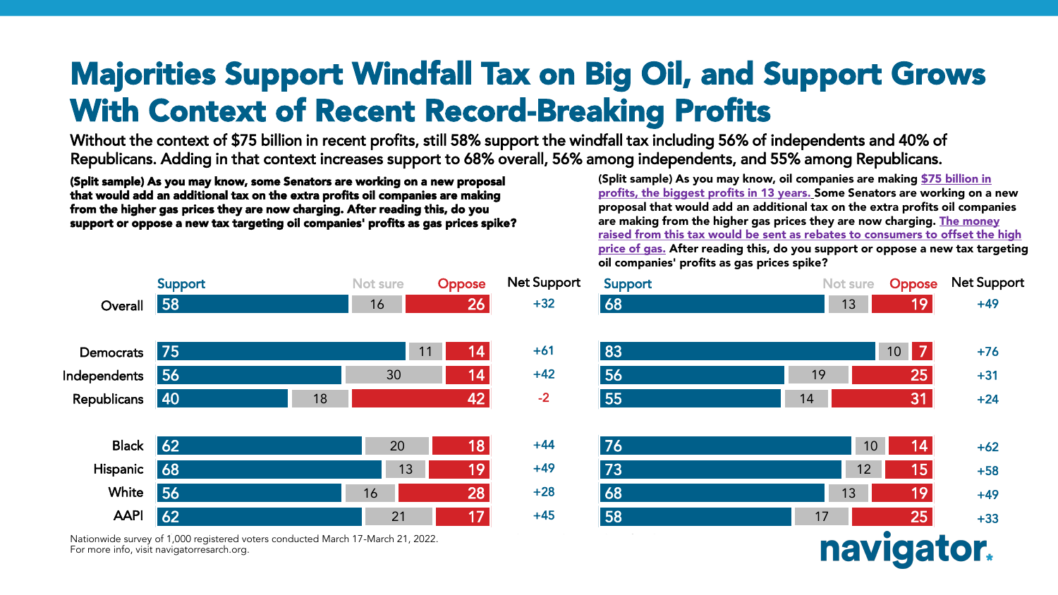# Majorities Support Windfall Tax on Big Oil, and Support Grows With Context of Recent Record-Breaking Profits

Without the context of $75 billion in recent profits, still 58% support the windfall tax including 56% of independents and 40% of Republicans. Adding in that context increases support to 68% overall, 56% among independents, and 55% among Republicans.

**(Split sample) As you may know, some Senators are working on a new proposal that would add an additional tax on the extra profits oil companies are making from the higher gas prices they are now charging. After reading this, do you support or oppose a new tax targeting oil companies' profits as gas prices spike?**

| | Support | Not sure | Oppose | Net Support |
|---|---|---|---|---|
| Overall | 58 | 16 | 26 | +32 |
| Democrats | 75 | 11 | 14 | +61 |
| Independents | 56 | 30 | 14 | +42 |
| Republicans | 40 | 18 | 42 | -2 |
| Black | 62 | 20 | 18 | +44 |
| Hispanic | 68 | 13 | 19 | +49 |
| White | 56 | 16 | 28 | +28 |
| AAPI | 62 | 21 | 17 | +45 |

**(Split sample) As you may know, oil companies are making <u>$75 billion in profits, the biggest profits in 13 years.</u> Some Senators are working on a new proposal that would add an additional tax on the extra profits oil companies are making from the higher gas prices they are now charging. <u>The money raised from this tax would be sent as rebates to consumers to offset the high price of gas.</u> After reading this, do you support or oppose a new tax targeting oil companies' profits as gas prices spike?**

| | Support | Not sure | Oppose | Net Support |
|---|---|---|---|---|
| Overall | 68 | 13 | 19 | +49 |
| Democrats | 83 | 10 | 7 | +76 |
| Independents | 56 | 19 | 25 | +31 |
| Republicans | 55 | 14 | 31 | +24 |
| Black | 76 | 10 | 14 | +62 |
| Hispanic | 73 | 12 | 15 | +58 |
| White | 68 | 13 | 19 | +49 |
| AAPI | 58 | 17 | 25 | +33 |

Nationwide survey of 1,000 registered voters conducted March 17-March 21, 2022.
For more info, visit navigatorresearch.org.

navigator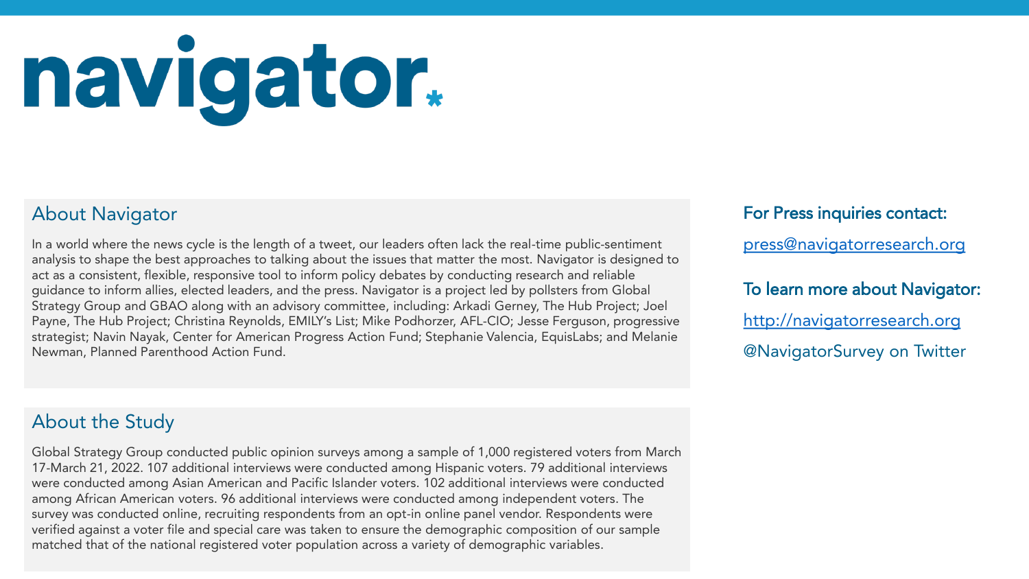# navigator

## About Navigator

In a world where the news cycle is the length of a tweet, our leaders often lack the real-time public-sentiment analysis to shape the best approaches to talking about the issues that matter the most. Navigator is designed to act as a consistent, flexible, responsive tool to inform policy debates by conducting research and reliable guidance to inform allies, elected leaders, and the press. Navigator is a project led by pollsters from Global Strategy Group and GBAO along with an advisory committee, including: Arkadi Gerney, The Hub Project; Joel Payne, The Hub Project; Christina Reynolds, EMILY's List; Mike Podhorzer, AFL-CIO; Jesse Ferguson, progressive strategist; Navin Nayak, Center for American Progress Action Fund; Stephanie Valencia, EquisLabs; and Melanie Newman, Planned Parenthood Action Fund.

## About the Study

Global Strategy Group conducted public opinion surveys among a sample of 1,000 registered voters from March 17-March 21, 2022. 107 additional interviews were conducted among Hispanic voters. 79 additional interviews were conducted among Asian American and Pacific Islander voters. 102 additional interviews were conducted among African American voters. 96 additional interviews were conducted among independent voters. The survey was conducted online, recruiting respondents from an opt-in online panel vendor. Respondents were verified against a voter file and special care was taken to ensure the demographic composition of our sample matched that of the national registered voter population across a variety of demographic variables.

**For Press inquiries contact:**

press@navigatorresearch.org

**To learn more about Navigator:**

http://navigatorresearch.org

@NavigatorSurvey on Twitter